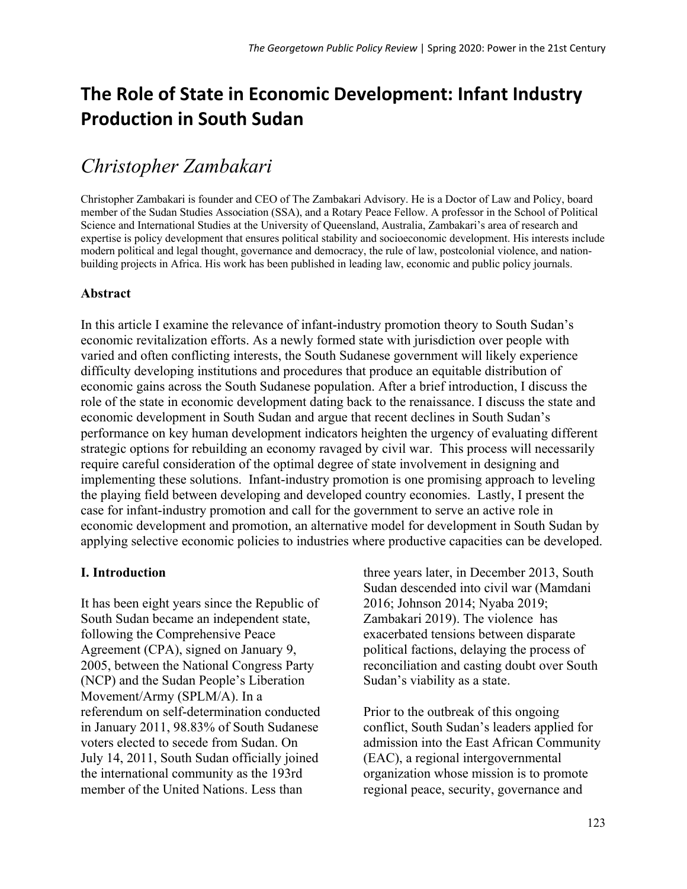# The Role of State in Economic Development: Infant Industry Production in South Sudan

## *Christopher Zambakari*

Christopher Zambakari is founder and CEO of The Zambakari Advisory. He is a Doctor of Law and Policy, board member of the Sudan Studies Association (SSA), and a Rotary Peace Fellow. A professor in the School of Political Science and International Studies at the University of Queensland, Australia, Zambakari's area of research and expertise is policy development that ensures political stability and socioeconomic development. His interests include modern political and legal thought, governance and democracy, the rule of law, postcolonial violence, and nation-building projects in Africa. His work has been published in leading law, economic and public policy journals.

### Abstract

In this article I examine the relevance of infant-industry promotion theory to South Sudan's economic revitalization efforts. As a newly formed state with jurisdiction over people with varied and often conflicting interests, the South Sudanese government will likely experience difficulty developing institutions and procedures that produce an equitable distribution of economic gains across the South Sudanese population. After a brief introduction, I discuss the role of the state in economic development dating back to the renaissance. I discuss the state and economic development in South Sudan and argue that recent declines in South Sudan's performance on key human development indicators heighten the urgency of evaluating different strategic options for rebuilding an economy ravaged by civil war. This process will necessarily require careful consideration of the optimal degree of state involvement in designing and implementing these solutions. Infant-industry promotion is one promising approach to leveling the playing field between developing and developed country economies. Lastly, I present the case for infant-industry promotion and call for the government to serve an active role in economic development and promotion, an alternative model for development in South Sudan by applying selective economic policies to industries where productive capacities can be developed.

### I. Introduction

It has been eight years since the Republic of South Sudan became an independent state, following the Comprehensive Peace Agreement (CPA), signed on January 9, 2005, between the National Congress Party (NCP) and the Sudan People's Liberation Movement/Army (SPLM/A). In a referendum on self-determination conducted in January 2011, 98.83% of South Sudanese voters elected to secede from Sudan. On July 14, 2011, South Sudan officially joined the international community as the 193rd member of the United Nations. Less than three years later, in December 2013, South Sudan descended into civil war (Mamdani 2016; Johnson 2014; Nyaba 2019; Zambakari 2019). The violence has exacerbated tensions between disparate political factions, delaying the process of reconciliation and casting doubt over South Sudan's viability as a state.

Prior to the outbreak of this ongoing conflict, South Sudan's leaders applied for admission into the East African Community (EAC), a regional intergovernmental organization whose mission is to promote regional peace, security, governance and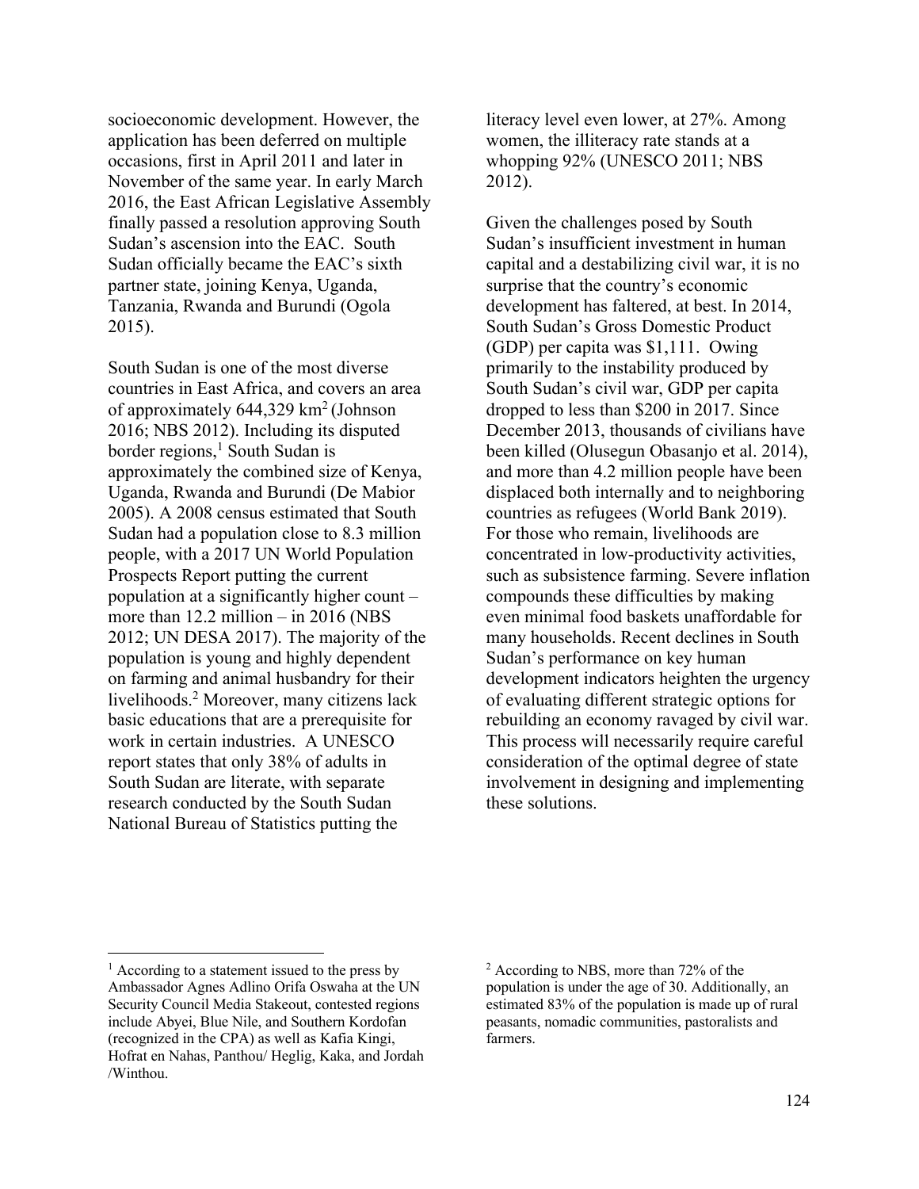socioeconomic development. However, the application has been deferred on multiple occasions, first in April 2011 and later in November of the same year. In early March 2016, the East African Legislative Assembly finally passed a resolution approving South Sudan's ascension into the EAC. South Sudan officially became the EAC's sixth partner state, joining Kenya, Uganda, Tanzania, Rwanda and Burundi (Ogola 2015).

South Sudan is one of the most diverse countries in East Africa, and covers an area of approximately 644,329 $km^2$ (Johnson 2016; NBS 2012). Including its disputed border regions,[1] South Sudan is approximately the combined size of Kenya, Uganda, Rwanda and Burundi (De Mabior 2005). A 2008 census estimated that South Sudan had a population close to 8.3 million people, with a 2017 UN World Population Prospects Report putting the current population at a significantly higher count – more than 12.2 million – in 2016 (NBS 2012; UN DESA 2017). The majority of the population is young and highly dependent on farming and animal husbandry for their livelihoods.[2] Moreover, many citizens lack basic educations that are a prerequisite for work in certain industries. A UNESCO report states that only 38% of adults in South Sudan are literate, with separate research conducted by the South Sudan National Bureau of Statistics putting the literacy level even lower, at 27%. Among women, the illiteracy rate stands at a whopping 92% (UNESCO 2011; NBS 2012).

Given the challenges posed by South Sudan's insufficient investment in human capital and a destabilizing civil war, it is no surprise that the country's economic development has faltered, at best. In 2014, South Sudan's Gross Domestic Product (GDP) per capita was $1,111. Owing primarily to the instability produced by South Sudan's civil war, GDP per capita dropped to less than $200 in 2017. Since December 2013, thousands of civilians have been killed (Olusegun Obasanjo et al. 2014), and more than 4.2 million people have been displaced both internally and to neighboring countries as refugees (World Bank 2019). For those who remain, livelihoods are concentrated in low-productivity activities, such as subsistence farming. Severe inflation compounds these difficulties by making even minimal food baskets unaffordable for many households. Recent declines in South Sudan's performance on key human development indicators heighten the urgency of evaluating different strategic options for rebuilding an economy ravaged by civil war. This process will necessarily require careful consideration of the optimal degree of state involvement in designing and implementing these solutions.

---

[1] According to a statement issued to the press by Ambassador Agnes Adlino Orifa Oswaha at the UN Security Council Media Stakeout, contested regions include Abyei, Blue Nile, and Southern Kordofan (recognized in the CPA) as well as Kafia Kingi, Hofrat en Nahas, Panthou/ Heglig, Kaka, and Jordah /Winthou.

[2] According to NBS, more than 72% of the population is under the age of 30. Additionally, an estimated 83% of the population is made up of rural peasants, nomadic communities, pastoralists and farmers.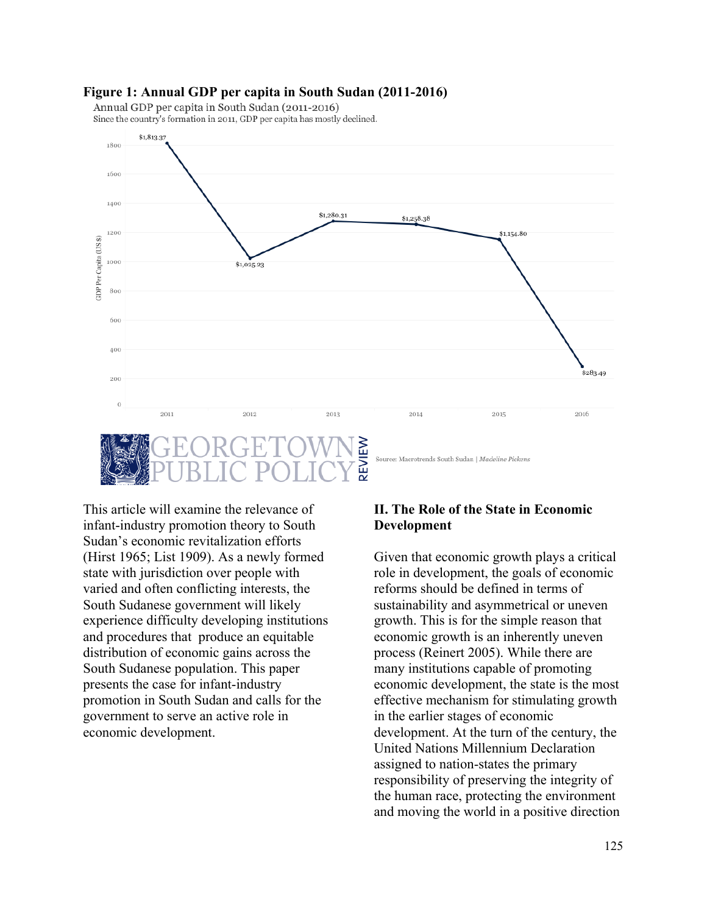**Figure 1: Annual GDP per capita in South Sudan (2011-2016)**

Annual GDP per capita in South Sudan (2011-2016)
Since the country's formation in 2011, GDP per capita has mostly declined.

| Year | GDP Per Capita (US $) |
|---|---|
| 2011 | $1,813.37 |
| 2012 | $1,025.23 |
| 2013 | $1,280.31 |
| 2014 | $1,258.38 |
| 2015 | $1,154.80 |
| 2016 | $283.49 |

Source: Macrotrends South Sudan | *Madeline Pickens*

This article will examine the relevance of infant-industry promotion theory to South Sudan's economic revitalization efforts (Hirst 1965; List 1909). As a newly formed state with jurisdiction over people with varied and often conflicting interests, the South Sudanese government will likely experience difficulty developing institutions and procedures that produce an equitable distribution of economic gains across the South Sudanese population. This paper presents the case for infant-industry promotion in South Sudan and calls for the government to serve an active role in economic development.

## II. The Role of the State in Economic Development

Given that economic growth plays a critical role in development, the goals of economic reforms should be defined in terms of sustainability and asymmetrical or uneven growth. This is for the simple reason that economic growth is an inherently uneven process (Reinert 2005). While there are many institutions capable of promoting economic development, the state is the most effective mechanism for stimulating growth in the earlier stages of economic development. At the turn of the century, the United Nations Millennium Declaration assigned to nation-states the primary responsibility of preserving the integrity of the human race, protecting the environment and moving the world in a positive direction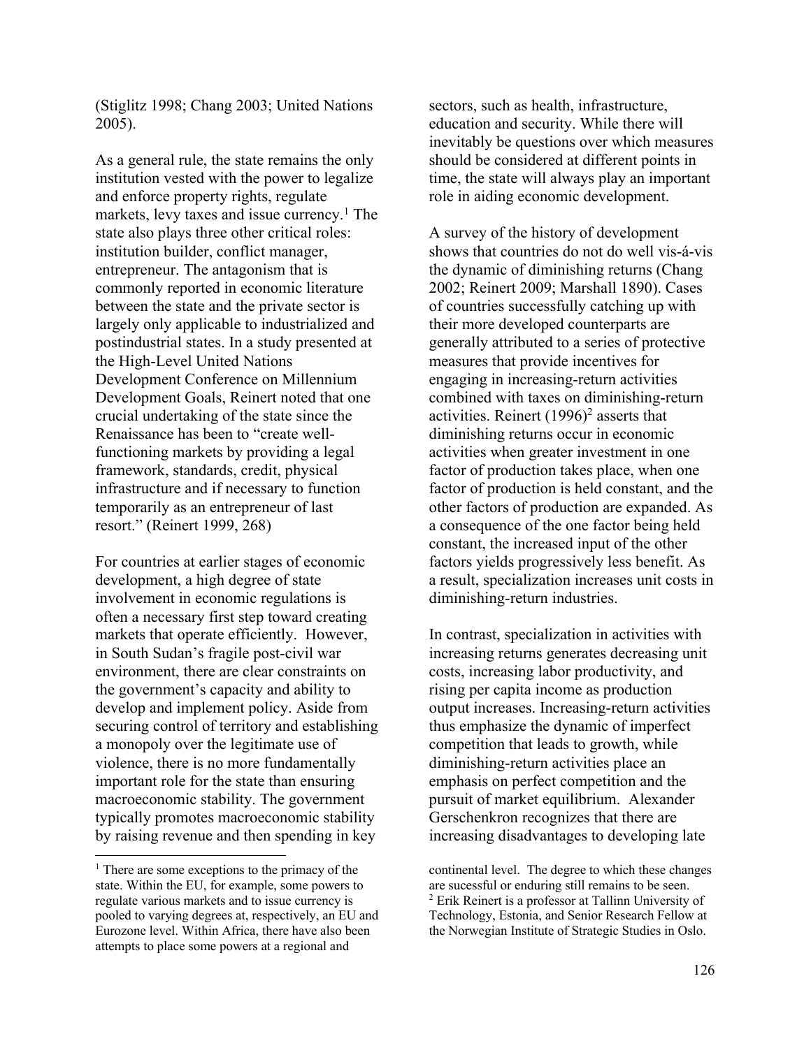(Stiglitz 1998; Chang 2003; United Nations 2005).

As a general rule, the state remains the only institution vested with the power to legalize and enforce property rights, regulate markets, levy taxes and issue currency.[1] The state also plays three other critical roles: institution builder, conflict manager, entrepreneur. The antagonism that is commonly reported in economic literature between the state and the private sector is largely only applicable to industrialized and postindustrial states. In a study presented at the High-Level United Nations Development Conference on Millennium Development Goals, Reinert noted that one crucial undertaking of the state since the Renaissance has been to "create well-functioning markets by providing a legal framework, standards, credit, physical infrastructure and if necessary to function temporarily as an entrepreneur of last resort." (Reinert 1999, 268)

For countries at earlier stages of economic development, a high degree of state involvement in economic regulations is often a necessary first step toward creating markets that operate efficiently. However, in South Sudan's fragile post-civil war environment, there are clear constraints on the government's capacity and ability to develop and implement policy. Aside from securing control of territory and establishing a monopoly over the legitimate use of violence, there is no more fundamentally important role for the state than ensuring macroeconomic stability. The government typically promotes macroeconomic stability by raising revenue and then spending in key sectors, such as health, infrastructure, education and security. While there will inevitably be questions over which measures should be considered at different points in time, the state will always play an important role in aiding economic development.

A survey of the history of development shows that countries do not do well vis-á-vis the dynamic of diminishing returns (Chang 2002; Reinert 2009; Marshall 1890). Cases of countries successfully catching up with their more developed counterparts are generally attributed to a series of protective measures that provide incentives for engaging in increasing-return activities combined with taxes on diminishing-return activities. Reinert (1996)[2] asserts that diminishing returns occur in economic activities when greater investment in one factor of production takes place, when one factor of production is held constant, and the other factors of production are expanded. As a consequence of the one factor being held constant, the increased input of the other factors yields progressively less benefit. As a result, specialization increases unit costs in diminishing-return industries.

In contrast, specialization in activities with increasing returns generates decreasing unit costs, increasing labor productivity, and rising per capita income as production output increases. Increasing-return activities thus emphasize the dynamic of imperfect competition that leads to growth, while diminishing-return activities place an emphasis on perfect competition and the pursuit of market equilibrium. Alexander Gerschenkron recognizes that there are increasing disadvantages to developing late

---

[1] There are some exceptions to the primacy of the state. Within the EU, for example, some powers to regulate various markets and to issue currency is pooled to varying degrees at, respectively, an EU and Eurozone level. Within Africa, there have also been attempts to place some powers at a regional and continental level. The degree to which these changes are sucessful or enduring still remains to be seen.

[2] Erik Reinert is a professor at Tallinn University of Technology, Estonia, and Senior Research Fellow at the Norwegian Institute of Strategic Studies in Oslo.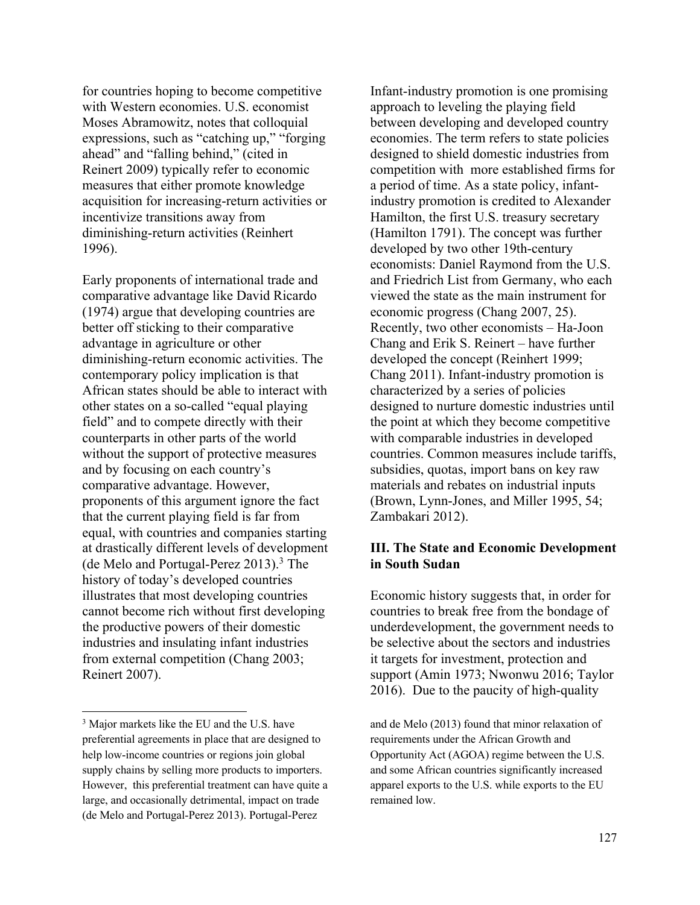for countries hoping to become competitive with Western economies. U.S. economist Moses Abramowitz, notes that colloquial expressions, such as "catching up," "forging ahead" and "falling behind," (cited in Reinert 2009) typically refer to economic measures that either promote knowledge acquisition for increasing-return activities or incentivize transitions away from diminishing-return activities (Reinhert 1996).

Early proponents of international trade and comparative advantage like David Ricardo (1974) argue that developing countries are better off sticking to their comparative advantage in agriculture or other diminishing-return economic activities. The contemporary policy implication is that African states should be able to interact with other states on a so-called "equal playing field" and to compete directly with their counterparts in other parts of the world without the support of protective measures and by focusing on each country's comparative advantage. However, proponents of this argument ignore the fact that the current playing field is far from equal, with countries and companies starting at drastically different levels of development (de Melo and Portugal-Perez 2013).[3] The history of today's developed countries illustrates that most developing countries cannot become rich without first developing the productive powers of their domestic industries and insulating infant industries from external competition (Chang 2003; Reinert 2007).

Infant-industry promotion is one promising approach to leveling the playing field between developing and developed country economies. The term refers to state policies designed to shield domestic industries from competition with more established firms for a period of time. As a state policy, infant-industry promotion is credited to Alexander Hamilton, the first U.S. treasury secretary (Hamilton 1791). The concept was further developed by two other 19th-century economists: Daniel Raymond from the U.S. and Friedrich List from Germany, who each viewed the state as the main instrument for economic progress (Chang 2007, 25). Recently, two other economists – Ha-Joon Chang and Erik S. Reinert – have further developed the concept (Reinhert 1999; Chang 2011). Infant-industry promotion is characterized by a series of policies designed to nurture domestic industries until the point at which they become competitive with comparable industries in developed countries. Common measures include tariffs, subsidies, quotas, import bans on key raw materials and rebates on industrial inputs (Brown, Lynn-Jones, and Miller 1995, 54; Zambakari 2012).

## III. The State and Economic Development in South Sudan

Economic history suggests that, in order for countries to break free from the bondage of underdevelopment, the government needs to be selective about the sectors and industries it targets for investment, protection and support (Amin 1973; Nwonwu 2016; Taylor 2016). Due to the paucity of high-quality

---

[3] Major markets like the EU and the U.S. have preferential agreements in place that are designed to help low-income countries or regions join global supply chains by selling more products to importers. However, this preferential treatment can have quite a large, and occasionally detrimental, impact on trade (de Melo and Portugal-Perez 2013). Portugal-Perez and de Melo (2013) found that minor relaxation of requirements under the African Growth and Opportunity Act (AGOA) regime between the U.S. and some African countries significantly increased apparel exports to the U.S. while exports to the EU remained low.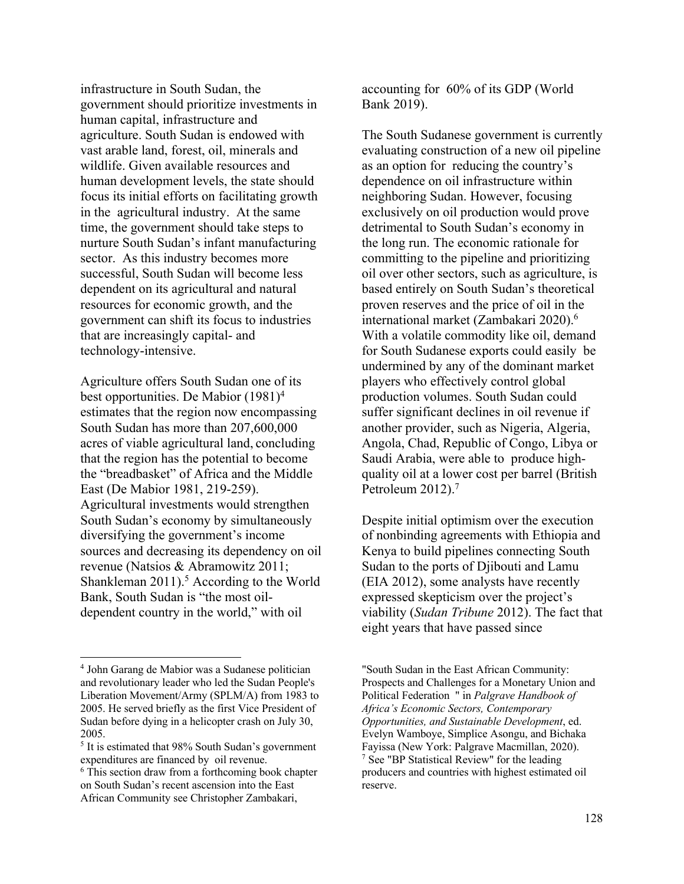infrastructure in South Sudan, the government should prioritize investments in human capital, infrastructure and agriculture. South Sudan is endowed with vast arable land, forest, oil, minerals and wildlife. Given available resources and human development levels, the state should focus its initial efforts on facilitating growth in the agricultural industry. At the same time, the government should take steps to nurture South Sudan's infant manufacturing sector. As this industry becomes more successful, South Sudan will become less dependent on its agricultural and natural resources for economic growth, and the government can shift its focus to industries that are increasingly capital- and technology-intensive.

Agriculture offers South Sudan one of its best opportunities. De Mabior (1981)[4] estimates that the region now encompassing South Sudan has more than 207,600,000 acres of viable agricultural land, concluding that the region has the potential to become the "breadbasket" of Africa and the Middle East (De Mabior 1981, 219-259). Agricultural investments would strengthen South Sudan's economy by simultaneously diversifying the government's income sources and decreasing its dependency on oil revenue (Natsios & Abramowitz 2011; Shankleman 2011).[5] According to the World Bank, South Sudan is "the most oil-dependent country in the world," with oil accounting for 60% of its GDP (World Bank 2019).

The South Sudanese government is currently evaluating construction of a new oil pipeline as an option for reducing the country's dependence on oil infrastructure within neighboring Sudan. However, focusing exclusively on oil production would prove detrimental to South Sudan's economy in the long run. The economic rationale for committing to the pipeline and prioritizing oil over other sectors, such as agriculture, is based entirely on South Sudan's theoretical proven reserves and the price of oil in the international market (Zambakari 2020).[6] With a volatile commodity like oil, demand for South Sudanese exports could easily be undermined by any of the dominant market players who effectively control global production volumes. South Sudan could suffer significant declines in oil revenue if another provider, such as Nigeria, Algeria, Angola, Chad, Republic of Congo, Libya or Saudi Arabia, were able to produce high-quality oil at a lower cost per barrel (British Petroleum 2012).[7]

Despite initial optimism over the execution of nonbinding agreements with Ethiopia and Kenya to build pipelines connecting South Sudan to the ports of Djibouti and Lamu (EIA 2012), some analysts have recently expressed skepticism over the project's viability (*Sudan Tribune* 2012). The fact that eight years that have passed since

---

[4] John Garang de Mabior was a Sudanese politician and revolutionary leader who led the Sudan People's Liberation Movement/Army (SPLM/A) from 1983 to 2005. He served briefly as the first Vice President of Sudan before dying in a helicopter crash on July 30, 2005.

[5] It is estimated that 98% South Sudan's government expenditures are financed by oil revenue.

[6] This section draw from a forthcoming book chapter on South Sudan's recent ascension into the East African Community see Christopher Zambakari, "South Sudan in the East African Community: Prospects and Challenges for a Monetary Union and Political Federation " in *Palgrave Handbook of Africa's Economic Sectors, Contemporary Opportunities, and Sustainable Development*, ed. Evelyn Wamboye, Simplice Asongu, and Bichaka Fayissa (New York: Palgrave Macmillan, 2020).

[7] See "BP Statistical Review" for the leading producers and countries with highest estimated oil reserve.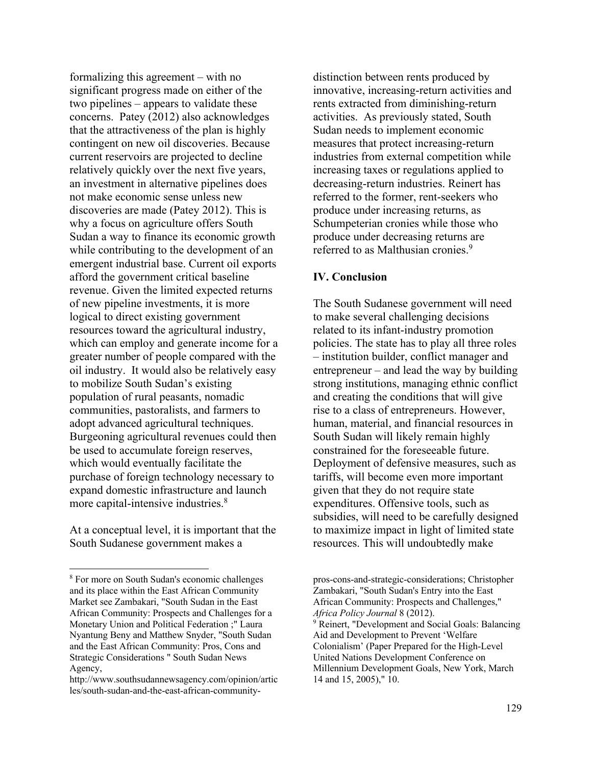formalizing this agreement – with no significant progress made on either of the two pipelines – appears to validate these concerns. Patey (2012) also acknowledges that the attractiveness of the plan is highly contingent on new oil discoveries. Because current reservoirs are projected to decline relatively quickly over the next five years, an investment in alternative pipelines does not make economic sense unless new discoveries are made (Patey 2012). This is why a focus on agriculture offers South Sudan a way to finance its economic growth while contributing to the development of an emergent industrial base. Current oil exports afford the government critical baseline revenue. Given the limited expected returns of new pipeline investments, it is more logical to direct existing government resources toward the agricultural industry, which can employ and generate income for a greater number of people compared with the oil industry. It would also be relatively easy to mobilize South Sudan's existing population of rural peasants, nomadic communities, pastoralists, and farmers to adopt advanced agricultural techniques. Burgeoning agricultural revenues could then be used to accumulate foreign reserves, which would eventually facilitate the purchase of foreign technology necessary to expand domestic infrastructure and launch more capital-intensive industries.[8]

At a conceptual level, it is important that the South Sudanese government makes a distinction between rents produced by innovative, increasing-return activities and rents extracted from diminishing-return activities. As previously stated, South Sudan needs to implement economic measures that protect increasing-return industries from external competition while increasing taxes or regulations applied to decreasing-return industries. Reinert has referred to the former, rent-seekers who produce under increasing returns, as Schumpeterian cronies while those who produce under decreasing returns are referred to as Malthusian cronies.[9]

## IV. Conclusion

The South Sudanese government will need to make several challenging decisions related to its infant-industry promotion policies. The state has to play all three roles – institution builder, conflict manager and entrepreneur – and lead the way by building strong institutions, managing ethnic conflict and creating the conditions that will give rise to a class of entrepreneurs. However, human, material, and financial resources in South Sudan will likely remain highly constrained for the foreseeable future. Deployment of defensive measures, such as tariffs, will become even more important given that they do not require state expenditures. Offensive tools, such as subsidies, will need to be carefully designed to maximize impact in light of limited state resources. This will undoubtedly make

---

[8] For more on South Sudan's economic challenges and its place within the East African Community Market see Zambakari, "South Sudan in the East African Community: Prospects and Challenges for a Monetary Union and Political Federation ;" Laura Nyantung Beny and Matthew Snyder, "South Sudan and the East African Community: Pros, Cons and Strategic Considerations " South Sudan News Agency, http://www.southsudannewsagency.com/opinion/articles/south-sudan-and-the-east-african-community-pros-cons-and-strategic-considerations; Christopher Zambakari, "South Sudan's Entry into the East African Community: Prospects and Challenges," *Africa Policy Journal* 8 (2012).

[9] Reinert, "Development and Social Goals: Balancing Aid and Development to Prevent 'Welfare Colonialism' (Paper Prepared for the High-Level United Nations Development Conference on Millennium Development Goals, New York, March 14 and 15, 2005)," 10.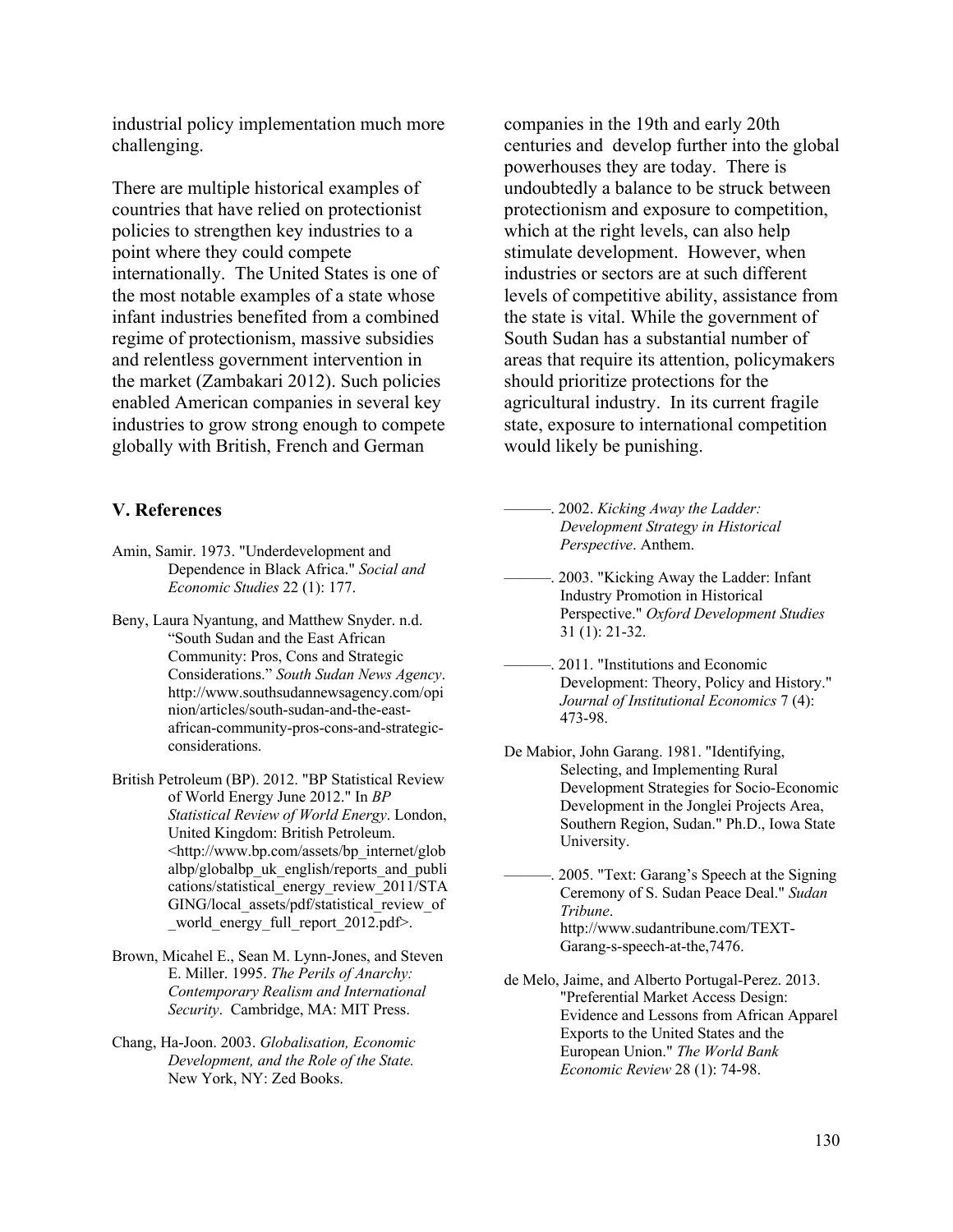industrial policy implementation much more challenging.

There are multiple historical examples of countries that have relied on protectionist policies to strengthen key industries to a point where they could compete internationally. The United States is one of the most notable examples of a state whose infant industries benefited from a combined regime of protectionism, massive subsidies and relentless government intervention in the market (Zambakari 2012). Such policies enabled American companies in several key industries to grow strong enough to compete globally with British, French and German companies in the 19th and early 20th centuries and develop further into the global powerhouses they are today. There is undoubtedly a balance to be struck between protectionism and exposure to competition, which at the right levels, can also help stimulate development. However, when industries or sectors are at such different levels of competitive ability, assistance from the state is vital. While the government of South Sudan has a substantial number of areas that require its attention, policymakers should prioritize protections for the agricultural industry. In its current fragile state, exposure to international competition would likely be punishing.

### V. References

Amin, Samir. 1973. "Underdevelopment and Dependence in Black Africa." *Social and Economic Studies* 22 (1): 177.

Beny, Laura Nyantung, and Matthew Snyder. n.d. "South Sudan and the East African Community: Pros, Cons and Strategic Considerations." *South Sudan News Agency*. http://www.southsudannewsagency.com/opinion/articles/south-sudan-and-the-east-african-community-pros-cons-and-strategic-considerations.

British Petroleum (BP). 2012. "BP Statistical Review of World Energy June 2012." In *BP Statistical Review of World Energy*. London, United Kingdom: British Petroleum. <http://www.bp.com/assets/bp_internet/globalbp/globalbp_uk_english/reports_and_publications/statistical_energy_review_2011/STAGING/local_assets/pdf/statistical_review_of_world_energy_full_report_2012.pdf>.

Brown, Micahel E., Sean M. Lynn-Jones, and Steven E. Miller. 1995. *The Perils of Anarchy: Contemporary Realism and International Security*. Cambridge, MA: MIT Press.

Chang, Ha-Joon. 2003. *Globalisation, Economic Development, and the Role of the State.* New York, NY: Zed Books.

———. 2002. *Kicking Away the Ladder: Development Strategy in Historical Perspective*. Anthem.

———. 2003. "Kicking Away the Ladder: Infant Industry Promotion in Historical Perspective." *Oxford Development Studies* 31 (1): 21-32.

———. 2011. "Institutions and Economic Development: Theory, Policy and History." *Journal of Institutional Economics* 7 (4): 473-98.

De Mabior, John Garang. 1981. "Identifying, Selecting, and Implementing Rural Development Strategies for Socio-Economic Development in the Jonglei Projects Area, Southern Region, Sudan." Ph.D., Iowa State University.

———. 2005. "Text: Garang's Speech at the Signing Ceremony of S. Sudan Peace Deal." *Sudan Tribune*. http://www.sudantribune.com/TEXT-Garang-s-speech-at-the,7476.

de Melo, Jaime, and Alberto Portugal-Perez. 2013. "Preferential Market Access Design: Evidence and Lessons from African Apparel Exports to the United States and the European Union." *The World Bank Economic Review* 28 (1): 74-98.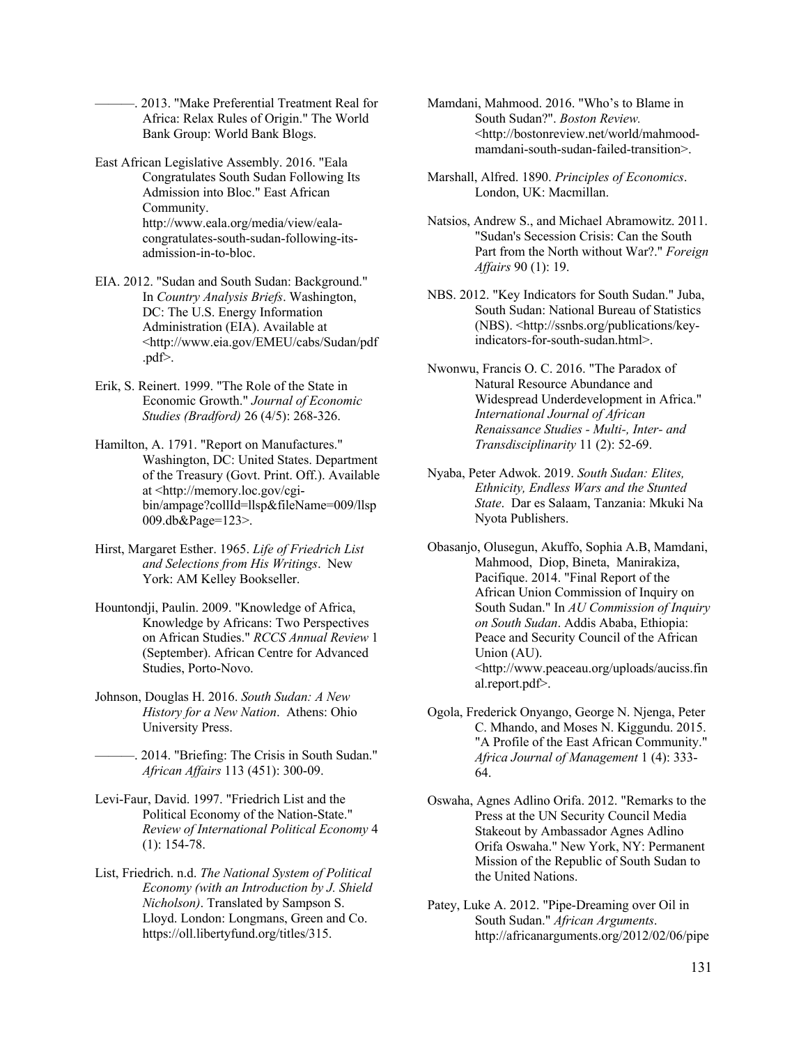———. 2013. "Make Preferential Treatment Real for Africa: Relax Rules of Origin." The World Bank Group: World Bank Blogs.

East African Legislative Assembly. 2016. "Eala Congratulates South Sudan Following Its Admission into Bloc." East African Community. http://www.eala.org/media/view/eala-congratulates-south-sudan-following-its-admission-in-to-bloc.

EIA. 2012. "Sudan and South Sudan: Background." In *Country Analysis Briefs*. Washington, DC: The U.S. Energy Information Administration (EIA). Available at <http://www.eia.gov/EMEU/cabs/Sudan/pdf.pdf>.

Erik, S. Reinert. 1999. "The Role of the State in Economic Growth." *Journal of Economic Studies (Bradford)* 26 (4/5): 268-326.

Hamilton, A. 1791. "Report on Manufactures." Washington, DC: United States. Department of the Treasury (Govt. Print. Off.). Available at <http://memory.loc.gov/cgi-bin/ampage?collId=llsp&fileName=009/llsp009.db&Page=123>.

Hirst, Margaret Esther. 1965. *Life of Friedrich List and Selections from His Writings*. New York: AM Kelley Bookseller.

Hountondji, Paulin. 2009. "Knowledge of Africa, Knowledge by Africans: Two Perspectives on African Studies." *RCCS Annual Review* 1 (September). African Centre for Advanced Studies, Porto-Novo.

Johnson, Douglas H. 2016. *South Sudan: A New History for a New Nation*. Athens: Ohio University Press.

———. 2014. "Briefing: The Crisis in South Sudan." *African Affairs* 113 (451): 300-09.

Levi-Faur, David. 1997. "Friedrich List and the Political Economy of the Nation-State." *Review of International Political Economy* 4 (1): 154-78.

List, Friedrich. n.d. *The National System of Political Economy (with an Introduction by J. Shield Nicholson)*. Translated by Sampson S. Lloyd. London: Longmans, Green and Co. https://oll.libertyfund.org/titles/315.

Mamdani, Mahmood. 2016. "Who's to Blame in South Sudan?". *Boston Review.* <http://bostonreview.net/world/mahmood-mamdani-south-sudan-failed-transition>.

Marshall, Alfred. 1890. *Principles of Economics*. London, UK: Macmillan.

Natsios, Andrew S., and Michael Abramowitz. 2011. "Sudan's Secession Crisis: Can the South Part from the North without War?." *Foreign Affairs* 90 (1): 19.

NBS. 2012. "Key Indicators for South Sudan." Juba, South Sudan: National Bureau of Statistics (NBS). <http://ssnbs.org/publications/key-indicators-for-south-sudan.html>.

Nwonwu, Francis O. C. 2016. "The Paradox of Natural Resource Abundance and Widespread Underdevelopment in Africa." *International Journal of African Renaissance Studies - Multi-, Inter- and Transdisciplinarity* 11 (2): 52-69.

Nyaba, Peter Adwok. 2019. *South Sudan: Elites, Ethnicity, Endless Wars and the Stunted State*. Dar es Salaam, Tanzania: Mkuki Na Nyota Publishers.

Obasanjo, Olusegun, Akuffo, Sophia A.B, Mamdani, Mahmood, Diop, Bineta, Manirakiza, Pacifique. 2014. "Final Report of the African Union Commission of Inquiry on South Sudan." In *AU Commission of Inquiry on South Sudan*. Addis Ababa, Ethiopia: Peace and Security Council of the African Union (AU). <http://www.peaceau.org/uploads/auciss.final.report.pdf>.

Ogola, Frederick Onyango, George N. Njenga, Peter C. Mhando, and Moses N. Kiggundu. 2015. "A Profile of the East African Community." *Africa Journal of Management* 1 (4): 333-64.

Oswaha, Agnes Adlino Orifa. 2012. "Remarks to the Press at the UN Security Council Media Stakeout by Ambassador Agnes Adlino Orifa Oswaha." New York, NY: Permanent Mission of the Republic of South Sudan to the United Nations.

Patey, Luke A. 2012. "Pipe-Dreaming over Oil in South Sudan." *African Arguments*. http://africanarguments.org/2012/02/06/pipe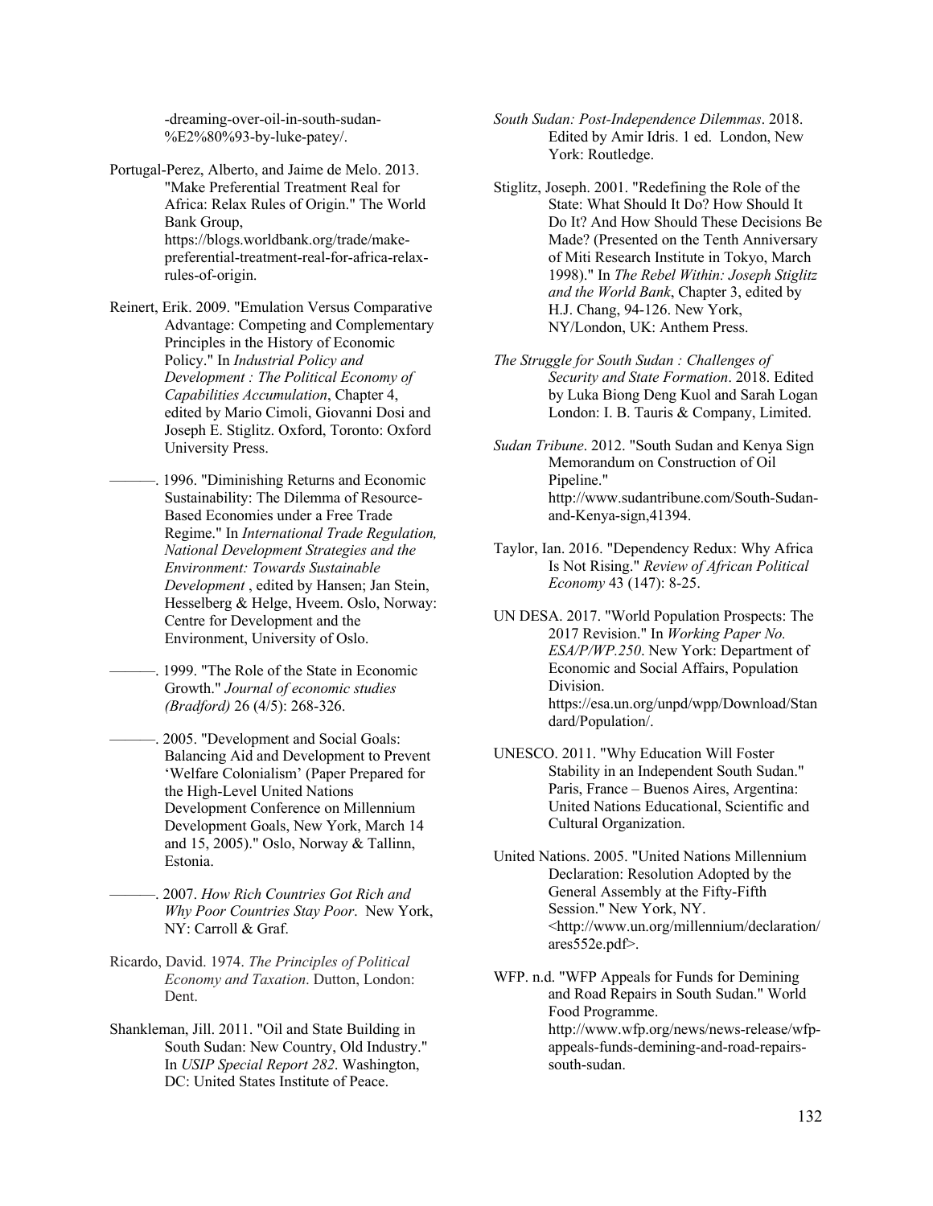-dreaming-over-oil-in-south-sudan-%E2%80%93-by-luke-patey/.

Portugal-Perez, Alberto, and Jaime de Melo. 2013. "Make Preferential Treatment Real for Africa: Relax Rules of Origin." The World Bank Group, https://blogs.worldbank.org/trade/make-preferential-treatment-real-for-africa-relax-rules-of-origin.

Reinert, Erik. 2009. "Emulation Versus Comparative Advantage: Competing and Complementary Principles in the History of Economic Policy." In *Industrial Policy and Development : The Political Economy of Capabilities Accumulation*, Chapter 4, edited by Mario Cimoli, Giovanni Dosi and Joseph E. Stiglitz. Oxford, Toronto: Oxford University Press.

———. 1996. "Diminishing Returns and Economic Sustainability: The Dilemma of Resource-Based Economies under a Free Trade Regime." In *International Trade Regulation, National Development Strategies and the Environment: Towards Sustainable Development* , edited by Hansen; Jan Stein, Hesselberg & Helge, Hveem. Oslo, Norway: Centre for Development and the Environment, University of Oslo.

———. 1999. "The Role of the State in Economic Growth." *Journal of economic studies (Bradford)* 26 (4/5): 268-326.

———. 2005. "Development and Social Goals: Balancing Aid and Development to Prevent 'Welfare Colonialism' (Paper Prepared for the High-Level United Nations Development Conference on Millennium Development Goals, New York, March 14 and 15, 2005)." Oslo, Norway & Tallinn, Estonia.

———. 2007. *How Rich Countries Got Rich and Why Poor Countries Stay Poor*. New York, NY: Carroll & Graf.

Ricardo, David. 1974. *The Principles of Political Economy and Taxation*. Dutton, London: Dent.

Shankleman, Jill. 2011. "Oil and State Building in South Sudan: New Country, Old Industry." In *USIP Special Report 282*. Washington, DC: United States Institute of Peace.

*South Sudan: Post-Independence Dilemmas*. 2018. Edited by Amir Idris. 1 ed. London, New York: Routledge.

Stiglitz, Joseph. 2001. "Redefining the Role of the State: What Should It Do? How Should It Do It? And How Should These Decisions Be Made? (Presented on the Tenth Anniversary of Miti Research Institute in Tokyo, March 1998)." In *The Rebel Within: Joseph Stiglitz and the World Bank*, Chapter 3, edited by H.J. Chang, 94-126. New York, NY/London, UK: Anthem Press.

*The Struggle for South Sudan : Challenges of Security and State Formation*. 2018. Edited by Luka Biong Deng Kuol and Sarah Logan London: I. B. Tauris & Company, Limited.

*Sudan Tribune*. 2012. "South Sudan and Kenya Sign Memorandum on Construction of Oil Pipeline." http://www.sudantribune.com/South-Sudan-and-Kenya-sign,41394.

Taylor, Ian. 2016. "Dependency Redux: Why Africa Is Not Rising." *Review of African Political Economy* 43 (147): 8-25.

UN DESA. 2017. "World Population Prospects: The 2017 Revision." In *Working Paper No. ESA/P/WP.250*. New York: Department of Economic and Social Affairs, Population Division. https://esa.un.org/unpd/wpp/Download/Standard/Population/.

UNESCO. 2011. "Why Education Will Foster Stability in an Independent South Sudan." Paris, France – Buenos Aires, Argentina: United Nations Educational, Scientific and Cultural Organization.

United Nations. 2005. "United Nations Millennium Declaration: Resolution Adopted by the General Assembly at the Fifty-Fifth Session." New York, NY. <http://www.un.org/millennium/declaration/ares552e.pdf>.

WFP. n.d. "WFP Appeals for Funds for Demining and Road Repairs in South Sudan." World Food Programme. http://www.wfp.org/news/news-release/wfp-appeals-funds-demining-and-road-repairs-south-sudan.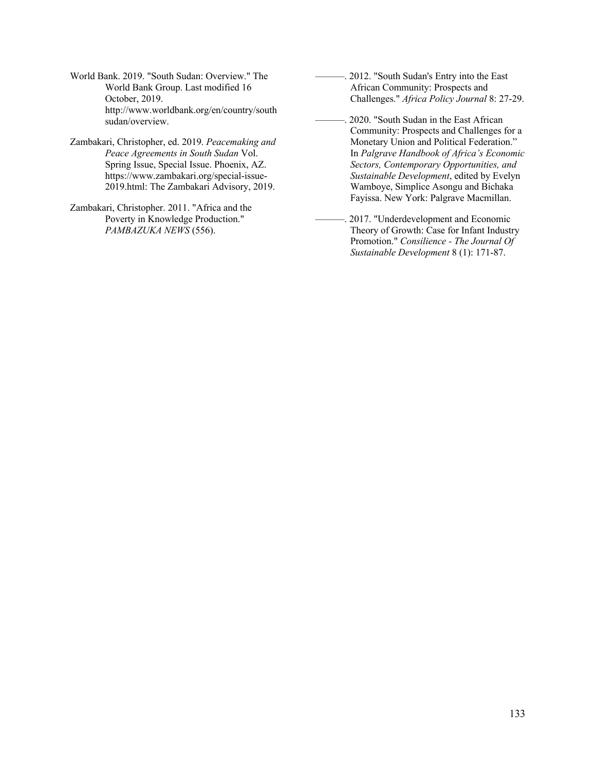World Bank. 2019. "South Sudan: Overview." The World Bank Group. Last modified 16 October, 2019. http://www.worldbank.org/en/country/southsudan/overview.

Zambakari, Christopher, ed. 2019. *Peacemaking and Peace Agreements in South Sudan* Vol. Spring Issue, Special Issue. Phoenix, AZ. https://www.zambakari.org/special-issue-2019.html: The Zambakari Advisory, 2019.

Zambakari, Christopher. 2011. "Africa and the Poverty in Knowledge Production." *PAMBAZUKA NEWS* (556).

———. 2012. "South Sudan's Entry into the East African Community: Prospects and Challenges." *Africa Policy Journal* 8: 27-29.

———. 2020. "South Sudan in the East African Community: Prospects and Challenges for a Monetary Union and Political Federation." In *Palgrave Handbook of Africa's Economic Sectors, Contemporary Opportunities, and Sustainable Development*, edited by Evelyn Wamboye, Simplice Asongu and Bichaka Fayissa. New York: Palgrave Macmillan.

———. 2017. "Underdevelopment and Economic Theory of Growth: Case for Infant Industry Promotion." *Consilience - The Journal Of Sustainable Development* 8 (1): 171-87.